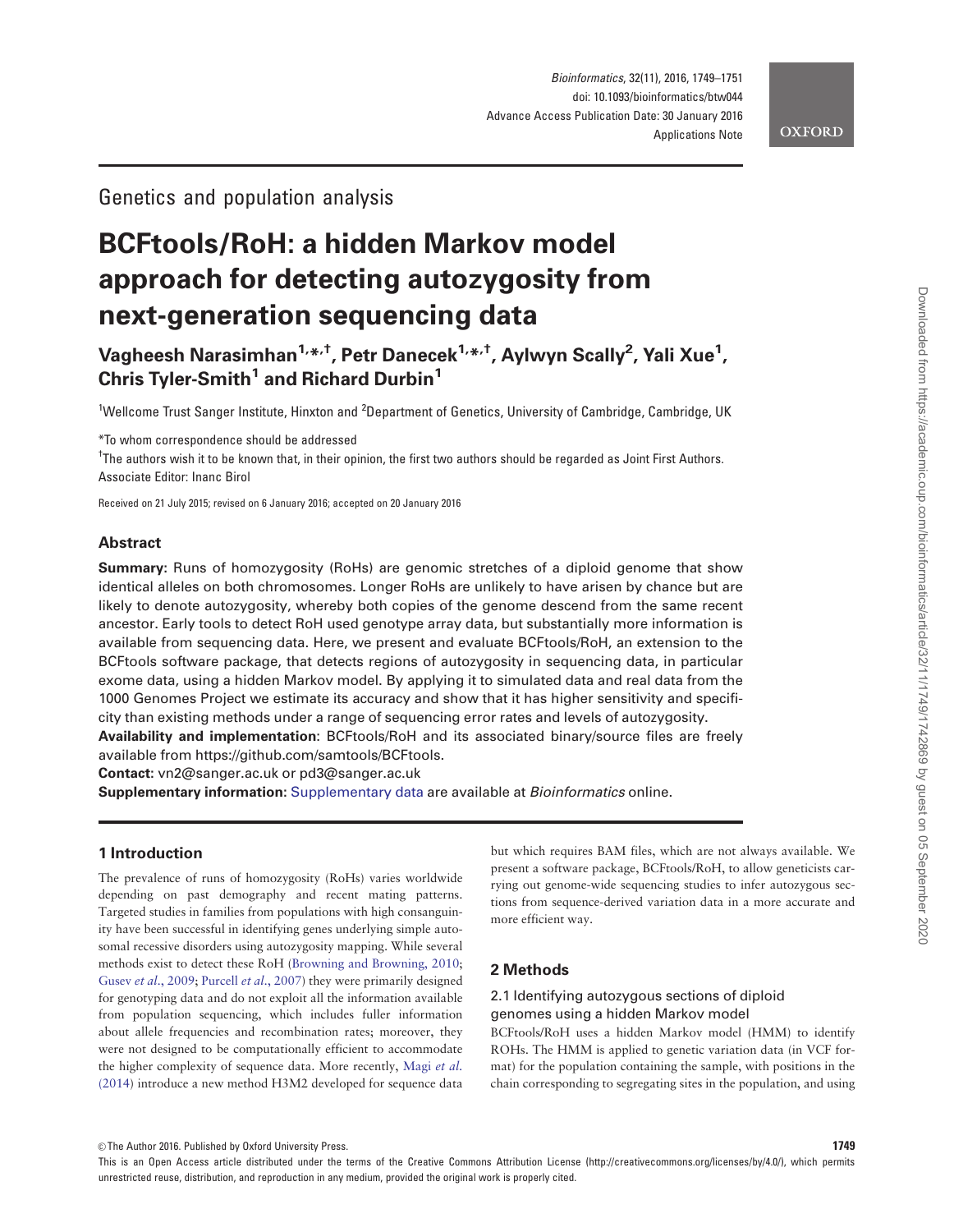Genetics and population analysis

# BCFtools/RoH: a hidden Markov model approach for detecting autozygosity from next-generation sequencing data

**Vagheesh Narasimhan[1,*,†], Petr Danecek[1,*,†], Aylwyn Scally[2], Yali Xue[1], Chris Tyler-Smith[1] and Richard Durbin[1]**

[1]Wellcome Trust Sanger Institute, Hinxton and [2]Department of Genetics, University of Cambridge, Cambridge, UK

*To whom correspondence should be addressed

†The authors wish it to be known that, in their opinion, the first two authors should be regarded as Joint First Authors.

Associate Editor: Inanc Birol

Received on 21 July 2015; revised on 6 January 2016; accepted on 20 January 2016

## Abstract

**Summary:** Runs of homozygosity (RoHs) are genomic stretches of a diploid genome that show identical alleles on both chromosomes. Longer RoHs are unlikely to have arisen by chance but are likely to denote autozygosity, whereby both copies of the genome descend from the same recent ancestor. Early tools to detect RoH used genotype array data, but substantially more information is available from sequencing data. Here, we present and evaluate BCFtools/RoH, an extension to the BCFtools software package, that detects regions of autozygosity in sequencing data, in particular exome data, using a hidden Markov model. By applying it to simulated data and real data from the 1000 Genomes Project we estimate its accuracy and show that it has higher sensitivity and specificity than existing methods under a range of sequencing error rates and levels of autozygosity.

**Availability and implementation**: BCFtools/RoH and its associated binary/source files are freely available from https://github.com/samtools/BCFtools.

**Contact:** vn2@sanger.ac.uk or pd3@sanger.ac.uk

**Supplementary information:** Supplementary data are available at *Bioinformatics* online.

## 1 Introduction

The prevalence of runs of homozygosity (RoHs) varies worldwide depending on past demography and recent mating patterns. Targeted studies in families from populations with high consanguinity have been successful in identifying genes underlying simple autosomal recessive disorders using autozygosity mapping. While several methods exist to detect these RoH (Browning and Browning, 2010; Gusev *et al*., 2009; Purcell *et al*., 2007) they were primarily designed for genotyping data and do not exploit all the information available from population sequencing, which includes fuller information about allele frequencies and recombination rates; moreover, they were not designed to be computationally efficient to accommodate the higher complexity of sequence data. More recently, Magi *et al.* (2014) introduce a new method H3M2 developed for sequence data but which requires BAM files, which are not always available. We present a software package, BCFtools/RoH, to allow geneticists carrying out genome-wide sequencing studies to infer autozygous sections from sequence-derived variation data in a more accurate and more efficient way.

## 2 Methods

### 2.1 Identifying autozygous sections of diploid genomes using a hidden Markov model

BCFtools/RoH uses a hidden Markov model (HMM) to identify ROHs. The HMM is applied to genetic variation data (in VCF format) for the population containing the sample, with positions in the chain corresponding to segregating sites in the population, and using

© The Author 2016. Published by Oxford University Press.

This is an Open Access article distributed under the terms of the Creative Commons Attribution License (http://creativecommons.org/licenses/by/4.0/), which permits unrestricted reuse, distribution, and reproduction in any medium, provided the original work is properly cited.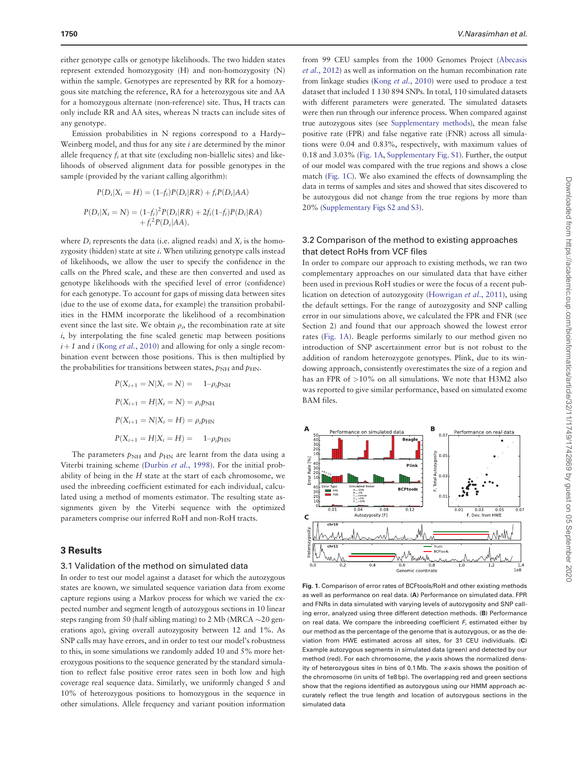either genotype calls or genotype likelihoods. The two hidden states represent extended homozygosity (H) and non-homozygosity (N) within the sample. Genotypes are represented by RR for a homozygous site matching the reference, RA for a heterozygous site and AA for a homozygous alternate (non-reference) site. Thus, H tracts can only include RR and AA sites, whereas N tracts can include sites of any genotype.

Emission probabilities in N regions correspond to a Hardy–Weinberg model, and thus for any site $i$ are determined by the minor allele frequency $f_i$ at that site (excluding non-biallelic sites) and likelihoods of observed alignment data for possible genotypes in the sample (provided by the variant calling algorithm):

$$P(D_i|X_i = H) = (1{-}f_i)P(D_i|RR) + f_i P(D_i|AA)$$

$$P(D_i|X_i = N) = (1{-}f_i)^2 P(D_i|RR) + 2f_i(1{-}f_i)P(D_i|RA) + f_i^2 P(D_i|AA),$$

where $D_i$ represents the data (i.e. aligned reads) and $X_i$ is the homozygosity (hidden) state at site $i$. When utilizing genotype calls instead of likelihoods, we allow the user to specify the confidence in the calls on the Phred scale, and these are then converted and used as genotype likelihoods with the specified level of error (confidence) for each genotype. To account for gaps of missing data between sites (due to the use of exome data, for example) the transition probabilities in the HMM incorporate the likelihood of a recombination event since the last site. We obtain $\rho_i$, the recombination rate at site $i$, by interpolating the fine scaled genetic map between positions $i+1$ and $i$ (Kong *et al.*, 2010) and allowing for only a single recombination event between those positions. This is then multiplied by the probabilities for transitions between states, $p_{\mathrm{NH}}$ and $p_{\mathrm{HN}}$.

$$P(X_{i+1} = N|X_i = N) = \quad 1{-}\rho_i p_{\mathrm{NH}}$$

$$P(X_{i+1} = H|X_i = N) = \rho_i p_{\mathrm{NH}}$$

$$P(X_{i+1} = N|X_i = H) = \rho_i p_{\mathrm{HN}}$$

$$P(X_{i+1} = H|X_i = H) = \quad 1{-}\rho_i p_{\mathrm{HN}}$$

The parameters $p_{\mathrm{NH}}$ and $p_{\mathrm{HN}}$ are learnt from the data using a Viterbi training scheme (Durbin *et al.*, 1998). For the initial probability of being in the $H$ state at the start of each chromosome, we used the inbreeding coefficient estimated for each individual, calculated using a method of moments estimator. The resulting state assignments given by the Viterbi sequence with the optimized parameters comprise our inferred RoH and non-RoH tracts.

## 3 Results

### 3.1 Validation of the method on simulated data

In order to test our model against a dataset for which the autozygous states are known, we simulated sequence variation data from exome capture regions using a Markov process for which we varied the expected number and segment length of autozygous sections in 10 linear steps ranging from 50 (half sibling mating) to 2 Mb (MRCA ~20 generations ago), giving overall autozygosity between 12 and 1%. As SNP calls may have errors, and in order to test our model's robustness to this, in some simulations we randomly added 10 and 5% more heterozygous positions to the sequence generated by the standard simulation to reflect false positive error rates seen in both low and high coverage real sequence data. Similarly, we uniformly changed 5 and 10% of heterozygous positions to homozygous in the sequence in other simulations. Allele frequency and variant position information from 99 CEU samples from the 1000 Genomes Project (Abecasis *et al.*, 2012) as well as information on the human recombination rate from linkage studies (Kong *et al.*, 2010) were used to produce a test dataset that included 1 130 894 SNPs. In total, 110 simulated datasets with different parameters were generated. The simulated datasets were then run through our inference process. When compared against true autozygous sites (see Supplementary methods), the mean false positive rate (FPR) and false negative rate (FNR) across all simulations were 0.04 and 0.83%, respectively, with maximum values of 0.18 and 3.03% (Fig. 1A, Supplementary Fig. S1). Further, the output of our model was compared with the true regions and shows a close match (Fig. 1C). We also examined the effects of downsampling the data in terms of samples and sites and showed that sites discovered to be autozygous did not change from the true regions by more than 20% (Supplementary Figs S2 and S3).

### 3.2 Comparison of the method to existing approaches that detect RoHs from VCF files

In order to compare our approach to existing methods, we ran two complementary approaches on our simulated data that have either been used in previous RoH studies or were the focus of a recent publication on detection of autozygosity (Howrigan *et al.*, 2011), using the default settings. For the range of autozygosity and SNP calling error in our simulations above, we calculated the FPR and FNR (see Section 2) and found that our approach showed the lowest error rates (Fig. 1A). Beagle performs similarly to our method given no introduction of SNP ascertainment error but is not robust to the addition of random heterozygote genotypes. Plink, due to its windowing approach, consistently overestimates the size of a region and has an FPR of >10% on all simulations. We note that H3M2 also was reported to give similar performance, based on simulated exome BAM files.

**Fig. 1.** Comparison of error rates of BCFtools/RoH and other existing methods as well as performance on real data. (**A**) Performance on simulated data. FPR and FNRs in data simulated with varying levels of autozygosity and SNP calling error, analyzed using three different detection methods. (**B**) Performance on real data. We compare the inbreeding coefficient $F$, estimated either by our method as the percentage of the genome that is autozygous, or as the deviation from HWE estimated across all sites, for 31 CEU individuals. (**C**) Example autozygous segments in simulated data (green) and detected by our method (red). For each chromosome, the $y$-axis shows the normalized density of heterozygous sites in bins of 0.1 Mb. The $x$-axis shows the position of the chromosome (in units of 1e8 bp). The overlapping red and green sections show that the regions identified as autozygous using our HMM approach accurately reflect the true length and location of autozygous sections in the simulated data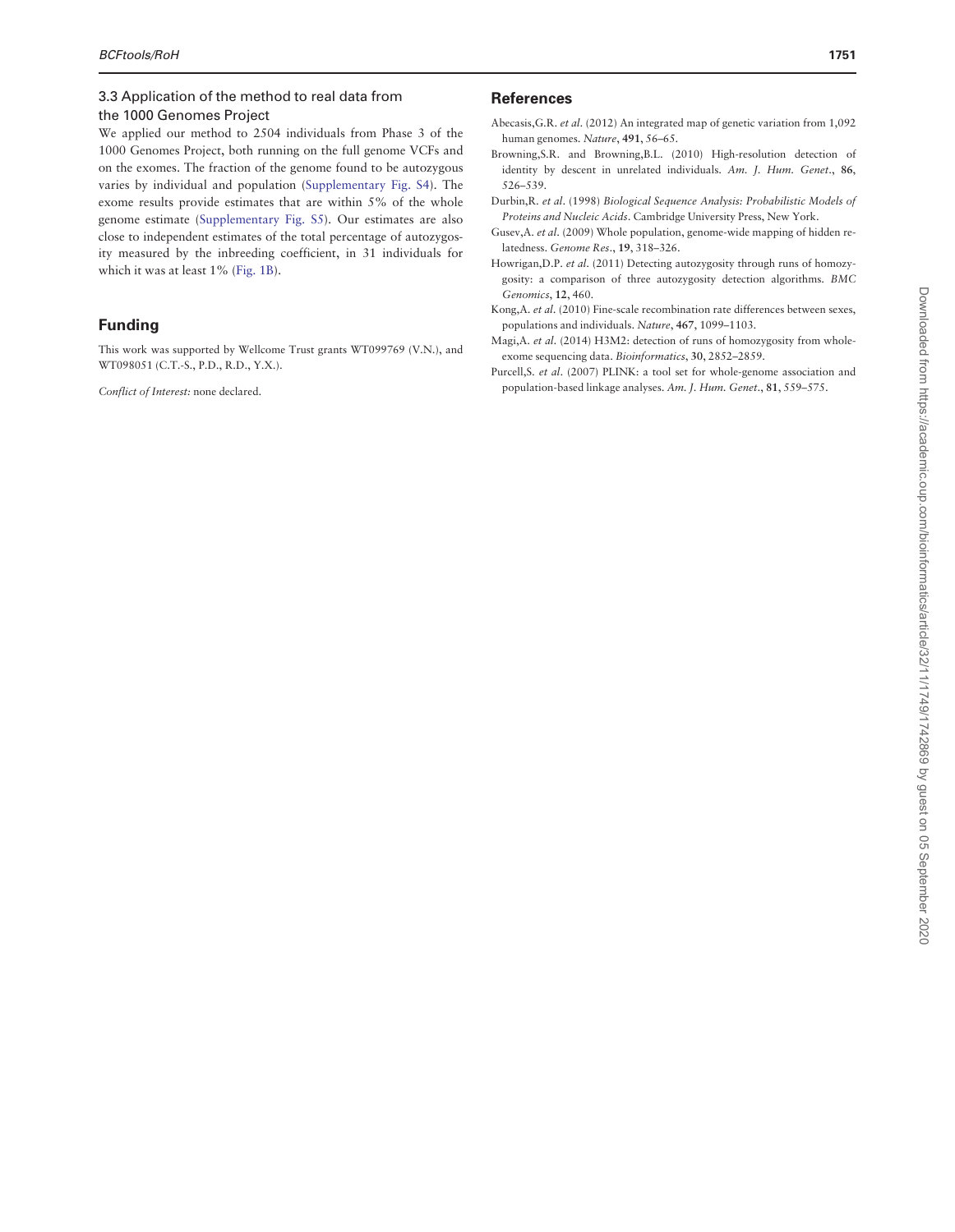### 3.3 Application of the method to real data from the 1000 Genomes Project

We applied our method to 2504 individuals from Phase 3 of the 1000 Genomes Project, both running on the full genome VCFs and on the exomes. The fraction of the genome found to be autozygous varies by individual and population (Supplementary Fig. S4). The exome results provide estimates that are within 5% of the whole genome estimate (Supplementary Fig. S5). Our estimates are also close to independent estimates of the total percentage of autozygosity measured by the inbreeding coefficient, in 31 individuals for which it was at least 1% (Fig. 1B).

## Funding

This work was supported by Wellcome Trust grants WT099769 (V.N.), and WT098051 (C.T.-S., P.D., R.D., Y.X.).

*Conflict of Interest:* none declared.

## References

Abecasis,G.R. *et al.* (2012) An integrated map of genetic variation from 1,092 human genomes. *Nature*, **491**, 56–65.

Browning,S.R. and Browning,B.L. (2010) High-resolution detection of identity by descent in unrelated individuals. *Am. J. Hum. Genet.*, **86**, 526–539.

Durbin,R. *et al.* (1998) *Biological Sequence Analysis: Probabilistic Models of Proteins and Nucleic Acids*. Cambridge University Press, New York.

Gusev,A. *et al.* (2009) Whole population, genome-wide mapping of hidden relatedness. *Genome Res.*, **19**, 318–326.

Howrigan,D.P. *et al.* (2011) Detecting autozygosity through runs of homozygosity: a comparison of three autozygosity detection algorithms. *BMC Genomics*, **12**, 460.

Kong,A. *et al.* (2010) Fine-scale recombination rate differences between sexes, populations and individuals. *Nature*, **467**, 1099–1103.

Magi,A. *et al.* (2014) H3M2: detection of runs of homozygosity from whole-exome sequencing data. *Bioinformatics*, **30**, 2852–2859.

Purcell,S. *et al.* (2007) PLINK: a tool set for whole-genome association and population-based linkage analyses. *Am. J. Hum. Genet.*, **81**, 559–575.